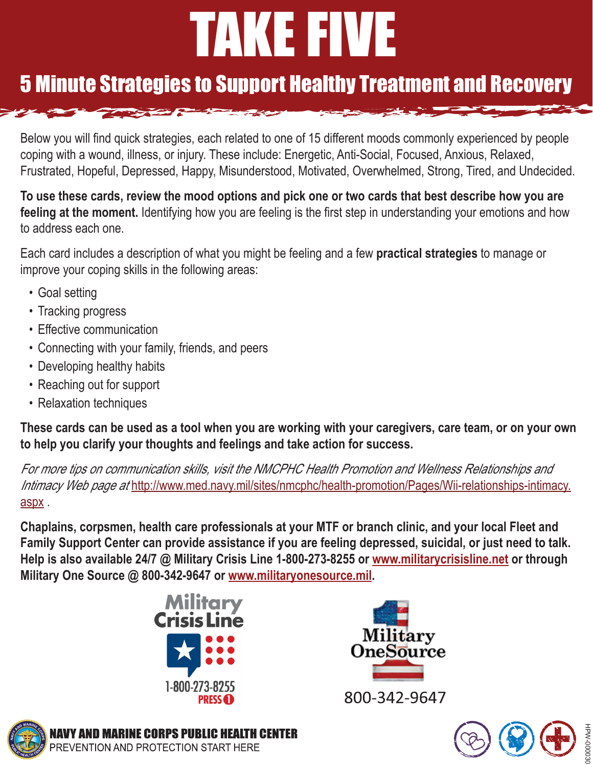# TAKE FIVE

## 5 Minute Strategies to Support Healthy Treatment and Recovery

Below you will find quick strategies, each related to one of 15 different moods commonly experienced by people coping with a wound, illness, or injury. These include: Energetic, Anti-Social, Focused, Anxious, Relaxed, Frustrated, Hopeful, Depressed, Happy, Misunderstood, Motivated, Overwhelmed, Strong, Tired, and Undecided.

**To use these cards, review the mood options and pick one or two cards that best describe how you are feeling at the moment.** Identifying how you are feeling is the first step in understanding your emotions and how to address each one.

Each card includes a description of what you might be feeling and a few **practical strategies** to manage or improve your coping skills in the following areas:

- Goal setting
- Tracking progress
- Effective communication
- Connecting with your family, friends, and peers
- Developing healthy habits
- Reaching out for support
- Relaxation techniques

**These cards can be used as a tool when you are working with your caregivers, care team, or on your own to help you clarify your thoughts and feelings and take action for success.**

*For more tips on communication skills, visit the NMCPHC Health Promotion and Wellness Relationships and Intimacy Web page at* http://www.med.navy.mil/sites/nmcphc/health-promotion/Pages/Wii-relationships-intimacy.aspx .

**Chaplains, corpsmen, health care professionals at your MTF or branch clinic, and your local Fleet and Family Support Center can provide assistance if you are feeling depressed, suicidal, or just need to talk. Help is also available 24/7 @ Military Crisis Line 1-800-273-8255 or www.militarycrisisline.net or through Military One Source @ 800-342-9647 or www.militaryonesource.mil.**

Military Crisis Line 1-800-273-8255 PRESS 1

Military OneSource 800-342-9647

NAVY AND MARINE CORPS PUBLIC HEALTH CENTER
PREVENTION AND PROTECTION START HERE

HPW-00030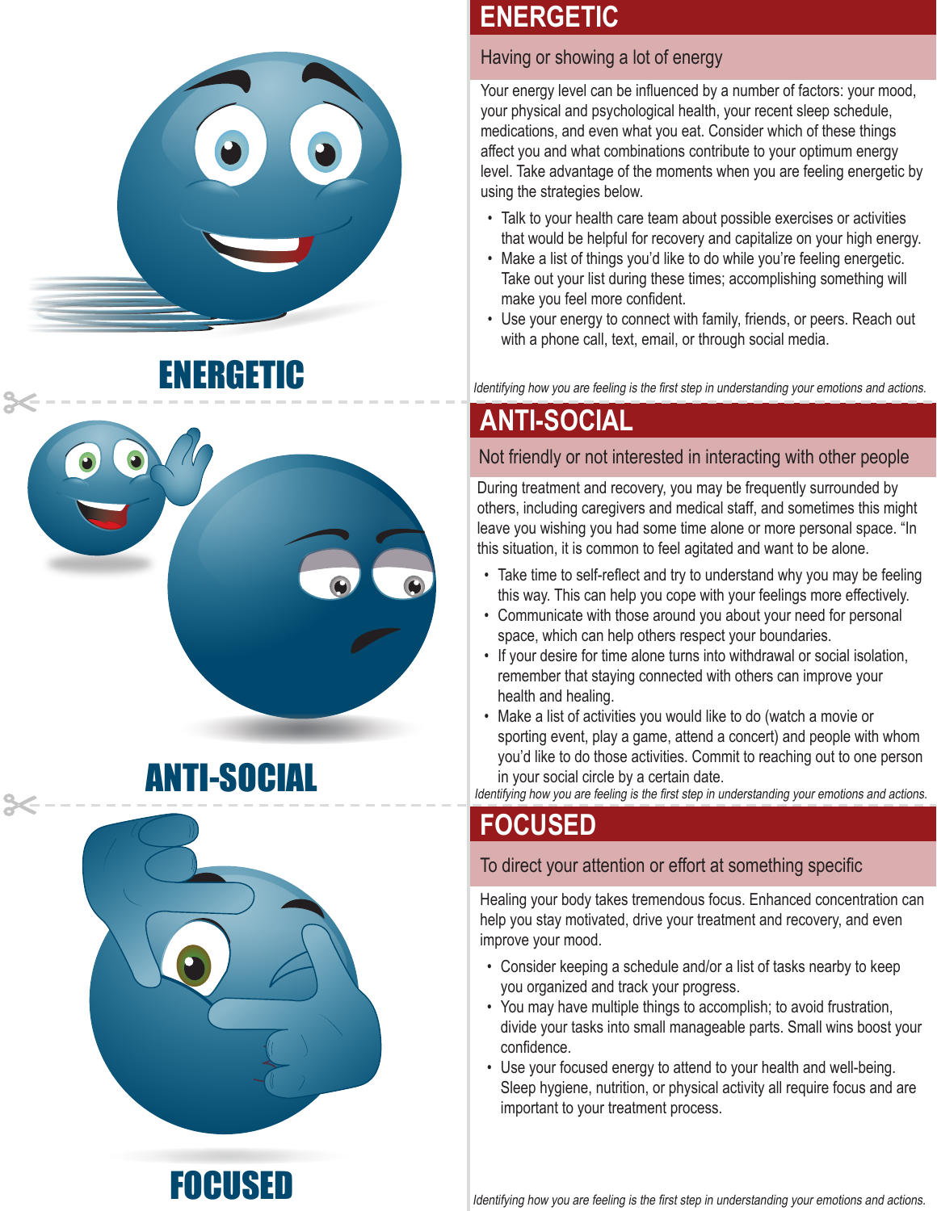ENERGETIC

## ENERGETIC

### Having or showing a lot of energy

Your energy level can be influenced by a number of factors: your mood, your physical and psychological health, your recent sleep schedule, medications, and even what you eat. Consider which of these things affect you and what combinations contribute to your optimum energy level. Take advantage of the moments when you are feeling energetic by using the strategies below.

- Talk to your health care team about possible exercises or activities that would be helpful for recovery and capitalize on your high energy.
- Make a list of things you'd like to do while you're feeling energetic. Take out your list during these times; accomplishing something will make you feel more confident.
- Use your energy to connect with family, friends, or peers. Reach out with a phone call, text, email, or through social media.

*Identifying how you are feeling is the first step in understanding your emotions and actions.*

ANTI-SOCIAL

## ANTI-SOCIAL

### Not friendly or not interested in interacting with other people

During treatment and recovery, you may be frequently surrounded by others, including caregivers and medical staff, and sometimes this might leave you wishing you had some time alone or more personal space. "In this situation, it is common to feel agitated and want to be alone.

- Take time to self-reflect and try to understand why you may be feeling this way. This can help you cope with your feelings more effectively.
- Communicate with those around you about your need for personal space, which can help others respect your boundaries.
- If your desire for time alone turns into withdrawal or social isolation, remember that staying connected with others can improve your health and healing.
- Make a list of activities you would like to do (watch a movie or sporting event, play a game, attend a concert) and people with whom you'd like to do those activities. Commit to reaching out to one person in your social circle by a certain date.

*Identifying how you are feeling is the first step in understanding your emotions and actions.*

FOCUSED

## FOCUSED

### To direct your attention or effort at something specific

Healing your body takes tremendous focus. Enhanced concentration can help you stay motivated, drive your treatment and recovery, and even improve your mood.

- Consider keeping a schedule and/or a list of tasks nearby to keep you organized and track your progress.
- You may have multiple things to accomplish; to avoid frustration, divide your tasks into small manageable parts. Small wins boost your confidence.
- Use your focused energy to attend to your health and well-being. Sleep hygiene, nutrition, or physical activity all require focus and are important to your treatment process.

*Identifying how you are feeling is the first step in understanding your emotions and actions.*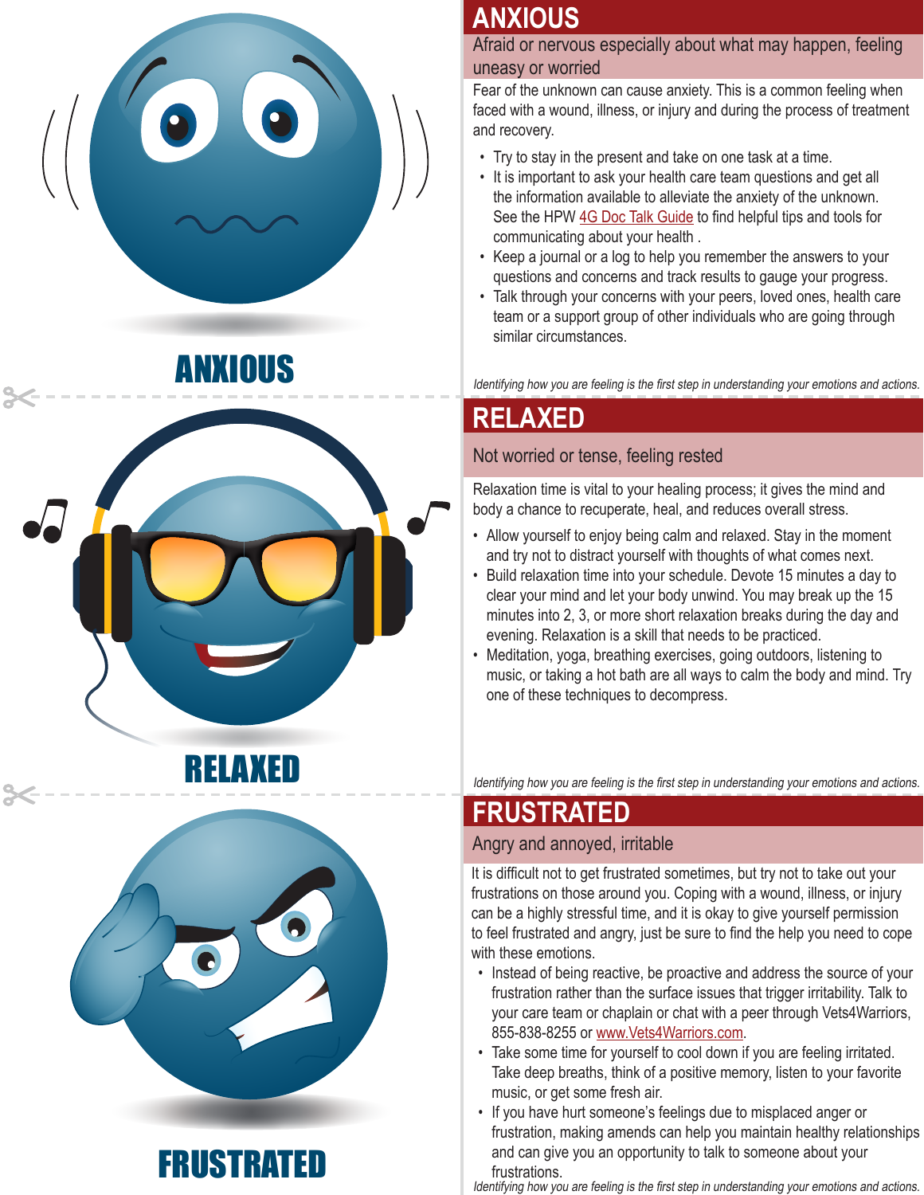ANXIOUS

## ANXIOUS

Afraid or nervous especially about what may happen, feeling uneasy or worried

Fear of the unknown can cause anxiety. This is a common feeling when faced with a wound, illness, or injury and during the process of treatment and recovery.

- Try to stay in the present and take on one task at a time.
- It is important to ask your health care team questions and get all the information available to alleviate the anxiety of the unknown. See the HPW 4G Doc Talk Guide to find helpful tips and tools for communicating about your health .
- Keep a journal or a log to help you remember the answers to your questions and concerns and track results to gauge your progress.
- Talk through your concerns with your peers, loved ones, health care team or a support group of other individuals who are going through similar circumstances.

*Identifying how you are feeling is the first step in understanding your emotions and actions.*

RELAXED

## RELAXED

Not worried or tense, feeling rested

Relaxation time is vital to your healing process; it gives the mind and body a chance to recuperate, heal, and reduces overall stress.

- Allow yourself to enjoy being calm and relaxed. Stay in the moment and try not to distract yourself with thoughts of what comes next.
- Build relaxation time into your schedule. Devote 15 minutes a day to clear your mind and let your body unwind. You may break up the 15 minutes into 2, 3, or more short relaxation breaks during the day and evening. Relaxation is a skill that needs to be practiced.
- Meditation, yoga, breathing exercises, going outdoors, listening to music, or taking a hot bath are all ways to calm the body and mind. Try one of these techniques to decompress.

*Identifying how you are feeling is the first step in understanding your emotions and actions.*

FRUSTRATED

## FRUSTRATED

Angry and annoyed, irritable

It is difficult not to get frustrated sometimes, but try not to take out your frustrations on those around you. Coping with a wound, illness, or injury can be a highly stressful time, and it is okay to give yourself permission to feel frustrated and angry, just be sure to find the help you need to cope with these emotions.

- Instead of being reactive, be proactive and address the source of your frustration rather than the surface issues that trigger irritability. Talk to your care team or chaplain or chat with a peer through Vets4Warriors, 855-838-8255 or www.Vets4Warriors.com.
- Take some time for yourself to cool down if you are feeling irritated. Take deep breaths, think of a positive memory, listen to your favorite music, or get some fresh air.
- If you have hurt someone's feelings due to misplaced anger or frustration, making amends can help you maintain healthy relationships and can give you an opportunity to talk to someone about your frustrations.

*Identifying how you are feeling is the first step in understanding your emotions and actions.*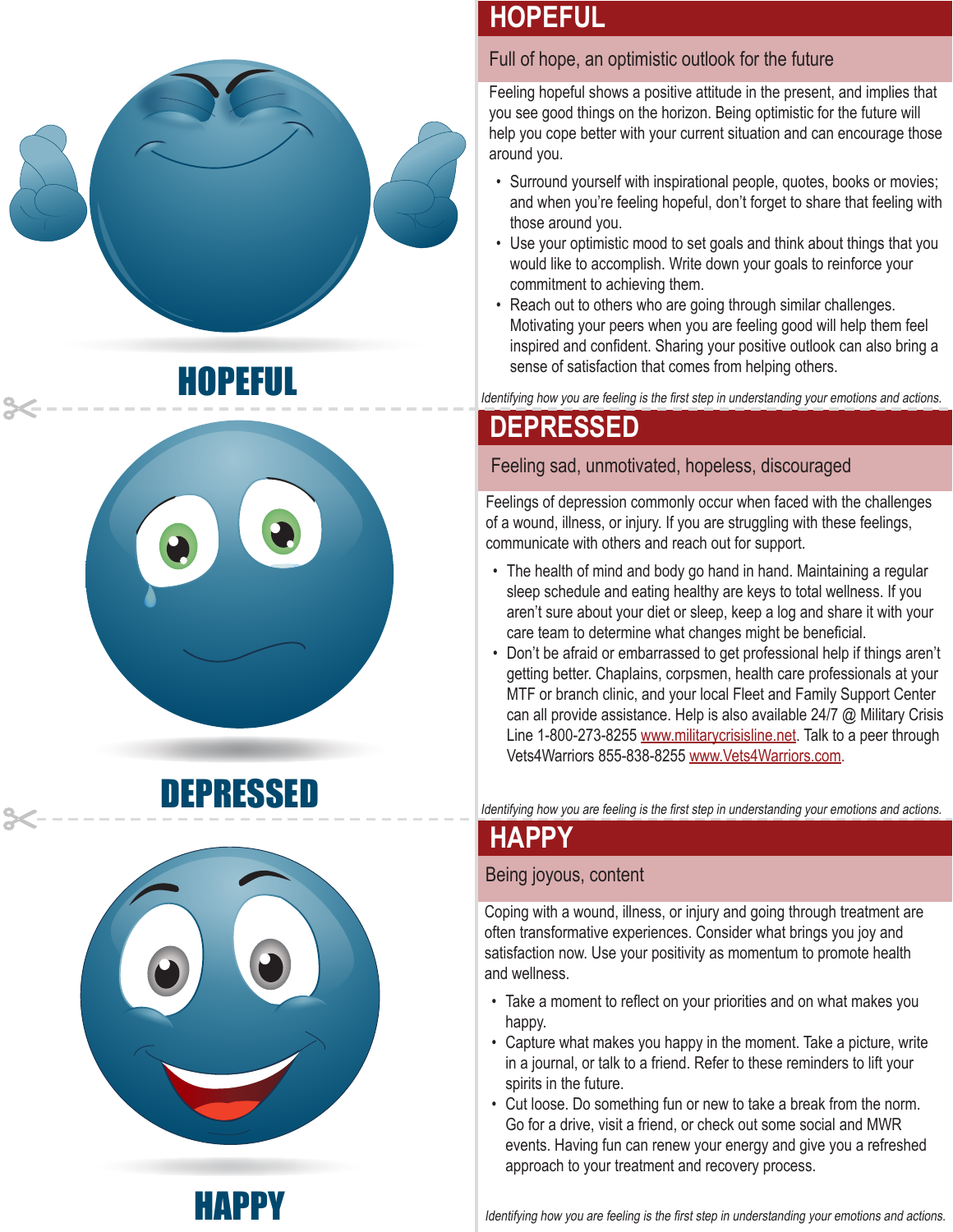HOPEFUL

# HOPEFUL

## Full of hope, an optimistic outlook for the future

Feeling hopeful shows a positive attitude in the present, and implies that you see good things on the horizon. Being optimistic for the future will help you cope better with your current situation and can encourage those around you.

- Surround yourself with inspirational people, quotes, books or movies; and when you're feeling hopeful, don't forget to share that feeling with those around you.
- Use your optimistic mood to set goals and think about things that you would like to accomplish. Write down your goals to reinforce your commitment to achieving them.
- Reach out to others who are going through similar challenges. Motivating your peers when you are feeling good will help them feel inspired and confident. Sharing your positive outlook can also bring a sense of satisfaction that comes from helping others.

*Identifying how you are feeling is the first step in understanding your emotions and actions.*

DEPRESSED

# DEPRESSED

## Feeling sad, unmotivated, hopeless, discouraged

Feelings of depression commonly occur when faced with the challenges of a wound, illness, or injury. If you are struggling with these feelings, communicate with others and reach out for support.

- The health of mind and body go hand in hand. Maintaining a regular sleep schedule and eating healthy are keys to total wellness. If you aren't sure about your diet or sleep, keep a log and share it with your care team to determine what changes might be beneficial.
- Don't be afraid or embarrassed to get professional help if things aren't getting better. Chaplains, corpsmen, health care professionals at your MTF or branch clinic, and your local Fleet and Family Support Center can all provide assistance. Help is also available 24/7 @ Military Crisis Line 1-800-273-8255 www.militarycrisisline.net. Talk to a peer through Vets4Warriors 855-838-8255 www.Vets4Warriors.com.

*Identifying how you are feeling is the first step in understanding your emotions and actions.*

HAPPY

# HAPPY

## Being joyous, content

Coping with a wound, illness, or injury and going through treatment are often transformative experiences. Consider what brings you joy and satisfaction now. Use your positivity as momentum to promote health and wellness.

- Take a moment to reflect on your priorities and on what makes you happy.
- Capture what makes you happy in the moment. Take a picture, write in a journal, or talk to a friend. Refer to these reminders to lift your spirits in the future.
- Cut loose. Do something fun or new to take a break from the norm. Go for a drive, visit a friend, or check out some social and MWR events. Having fun can renew your energy and give you a refreshed approach to your treatment and recovery process.

*Identifying how you are feeling is the first step in understanding your emotions and actions.*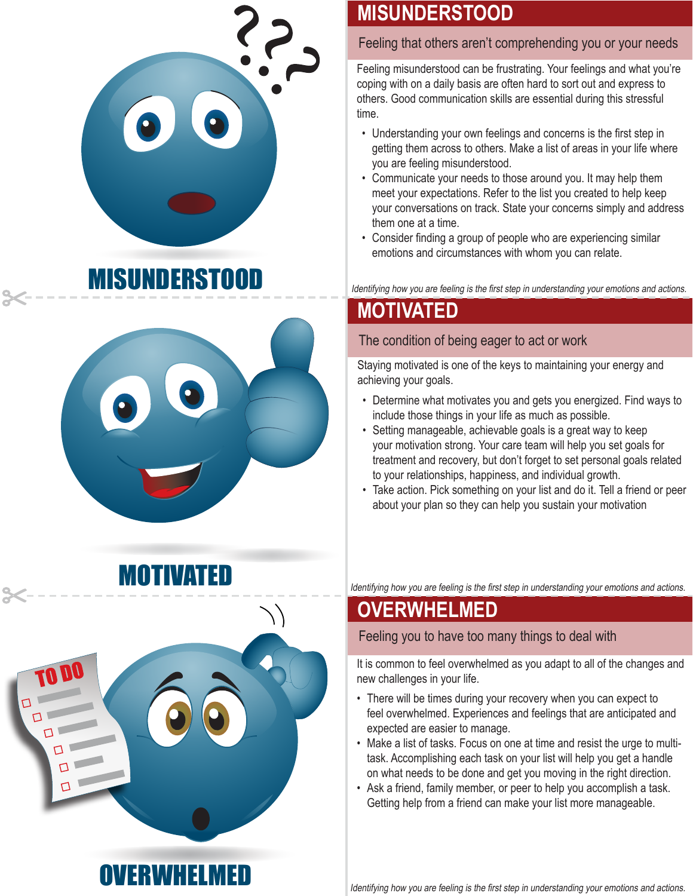MISUNDERSTOOD

## MISUNDERSTOOD

Feeling that others aren't comprehending you or your needs

Feeling misunderstood can be frustrating. Your feelings and what you're coping with on a daily basis are often hard to sort out and express to others. Good communication skills are essential during this stressful time.

- Understanding your own feelings and concerns is the first step in getting them across to others. Make a list of areas in your life where you are feeling misunderstood.
- Communicate your needs to those around you. It may help them meet your expectations. Refer to the list you created to help keep your conversations on track. State your concerns simply and address them one at a time.
- Consider finding a group of people who are experiencing similar emotions and circumstances with whom you can relate.

*Identifying how you are feeling is the first step in understanding your emotions and actions.*

MOTIVATED

## MOTIVATED

The condition of being eager to act or work

Staying motivated is one of the keys to maintaining your energy and achieving your goals.

- Determine what motivates you and gets you energized. Find ways to include those things in your life as much as possible.
- Setting manageable, achievable goals is a great way to keep your motivation strong. Your care team will help you set goals for treatment and recovery, but don't forget to set personal goals related to your relationships, happiness, and individual growth.
- Take action. Pick something on your list and do it. Tell a friend or peer about your plan so they can help you sustain your motivation

*Identifying how you are feeling is the first step in understanding your emotions and actions.*

TO DO

OVERWHELMED

## OVERWHELMED

Feeling you to have too many things to deal with

It is common to feel overwhelmed as you adapt to all of the changes and new challenges in your life.

- There will be times during your recovery when you can expect to feel overwhelmed. Experiences and feelings that are anticipated and expected are easier to manage.
- Make a list of tasks. Focus on one at time and resist the urge to multi-task. Accomplishing each task on your list will help you get a handle on what needs to be done and get you moving in the right direction.
- Ask a friend, family member, or peer to help you accomplish a task. Getting help from a friend can make your list more manageable.

*Identifying how you are feeling is the first step in understanding your emotions and actions.*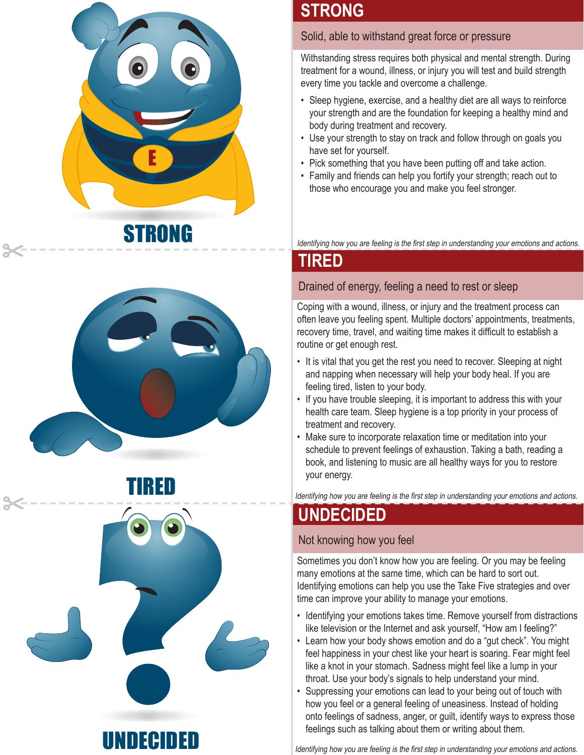STRONG

## STRONG

**Solid, able to withstand great force or pressure**

Withstanding stress requires both physical and mental strength. During treatment for a wound, illness, or injury you will test and build strength every time you tackle and overcome a challenge.

- Sleep hygiene, exercise, and a healthy diet are all ways to reinforce your strength and are the foundation for keeping a healthy mind and body during treatment and recovery.
- Use your strength to stay on track and follow through on goals you have set for yourself.
- Pick something that you have been putting off and take action.
- Family and friends can help you fortify your strength; reach out to those who encourage you and make you feel stronger.

*Identifying how you are feeling is the first step in understanding your emotions and actions.*

TIRED

## TIRED

**Drained of energy, feeling a need to rest or sleep**

Coping with a wound, illness, or injury and the treatment process can often leave you feeling spent. Multiple doctors' appointments, treatments, recovery time, travel, and waiting time makes it difficult to establish a routine or get enough rest.

- It is vital that you get the rest you need to recover. Sleeping at night and napping when necessary will help your body heal. If you are feeling tired, listen to your body.
- If you have trouble sleeping, it is important to address this with your health care team. Sleep hygiene is a top priority in your process of treatment and recovery.
- Make sure to incorporate relaxation time or meditation into your schedule to prevent feelings of exhaustion. Taking a bath, reading a book, and listening to music are all healthy ways for you to restore your energy.

*Identifying how you are feeling is the first step in understanding your emotions and actions.*

UNDECIDED

## UNDECIDED

**Not knowing how you feel**

Sometimes you don't know how you are feeling. Or you may be feeling many emotions at the same time, which can be hard to sort out. Identifying emotions can help you use the Take Five strategies and over time can improve your ability to manage your emotions.

- Identifying your emotions takes time. Remove yourself from distractions like television or the Internet and ask yourself, "How am I feeling?"
- Learn how your body shows emotion and do a "gut check". You might feel happiness in your chest like your heart is soaring. Fear might feel like a knot in your stomach. Sadness might feel like a lump in your throat. Use your body's signals to help understand your mind.
- Suppressing your emotions can lead to your being out of touch with how you feel or a general feeling of uneasiness. Instead of holding onto feelings of sadness, anger, or guilt, identify ways to express those feelings such as talking about them or writing about them.

*Identifying how you are feeling is the first step in understanding your emotions and actions.*